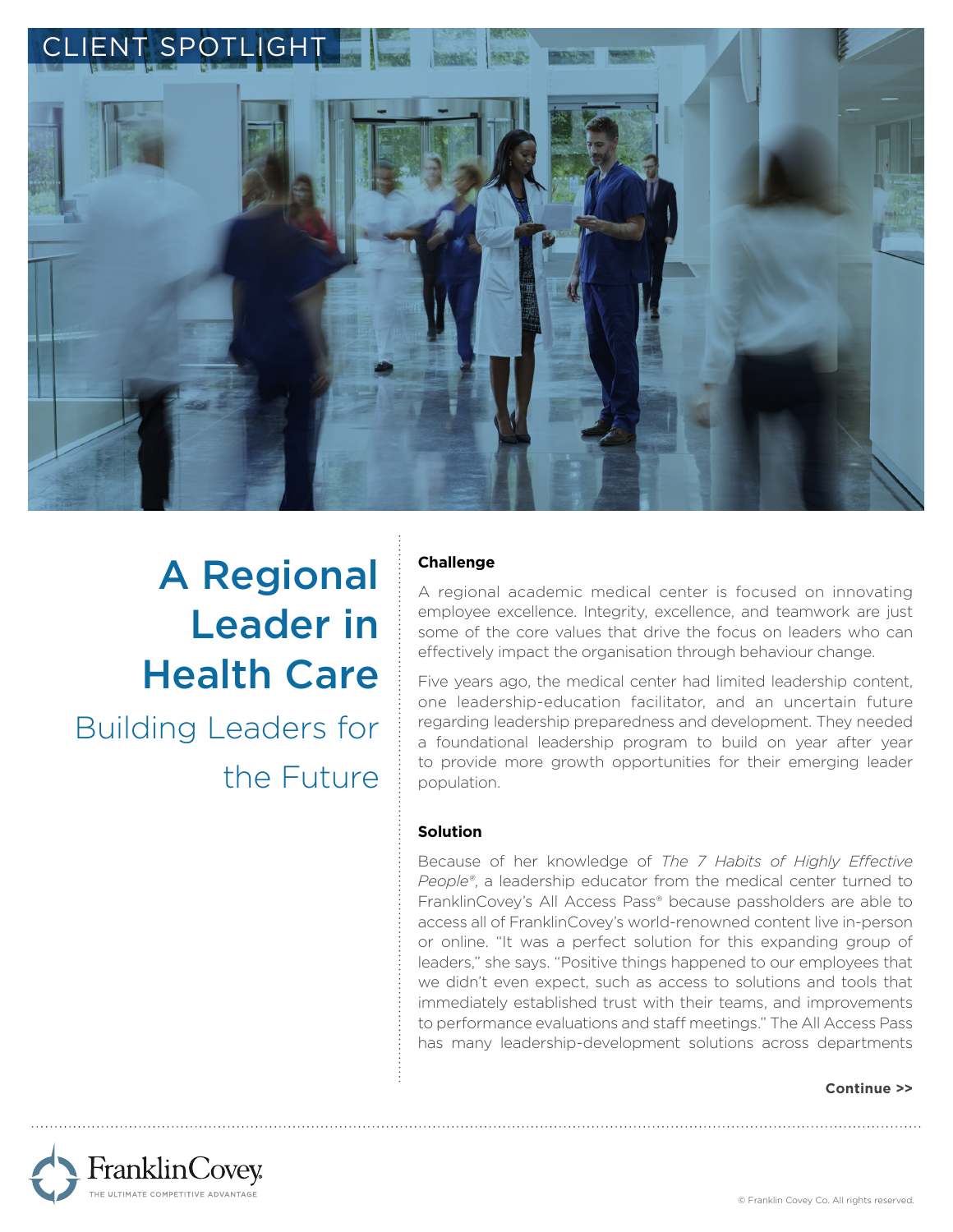CLIENT SPOTLIGHT

# A Regional Leader in Health Care

## Building Leaders for the Future

### Challenge

A regional academic medical center is focused on innovating employee excellence. Integrity, excellence, and teamwork are just some of the core values that drive the focus on leaders who can effectively impact the organisation through behaviour change.

Five years ago, the medical center had limited leadership content, one leadership-education facilitator, and an uncertain future regarding leadership preparedness and development. They needed a foundational leadership program to build on year after year to provide more growth opportunities for their emerging leader population.

### Solution

Because of her knowledge of *The 7 Habits of Highly Effective People®*, a leadership educator from the medical center turned to FranklinCovey's All Access Pass® because passholders are able to access all of FranklinCovey's world-renowned content live in-person or online. "It was a perfect solution for this expanding group of leaders," she says. "Positive things happened to our employees that we didn't even expect, such as access to solutions and tools that immediately established trust with their teams, and improvements to performance evaluations and staff meetings." The All Access Pass has many leadership-development solutions across departments

**Continue >>**

FranklinCovey
THE ULTIMATE COMPETITIVE ADVANTAGE

© Franklin Covey Co. All rights reserved.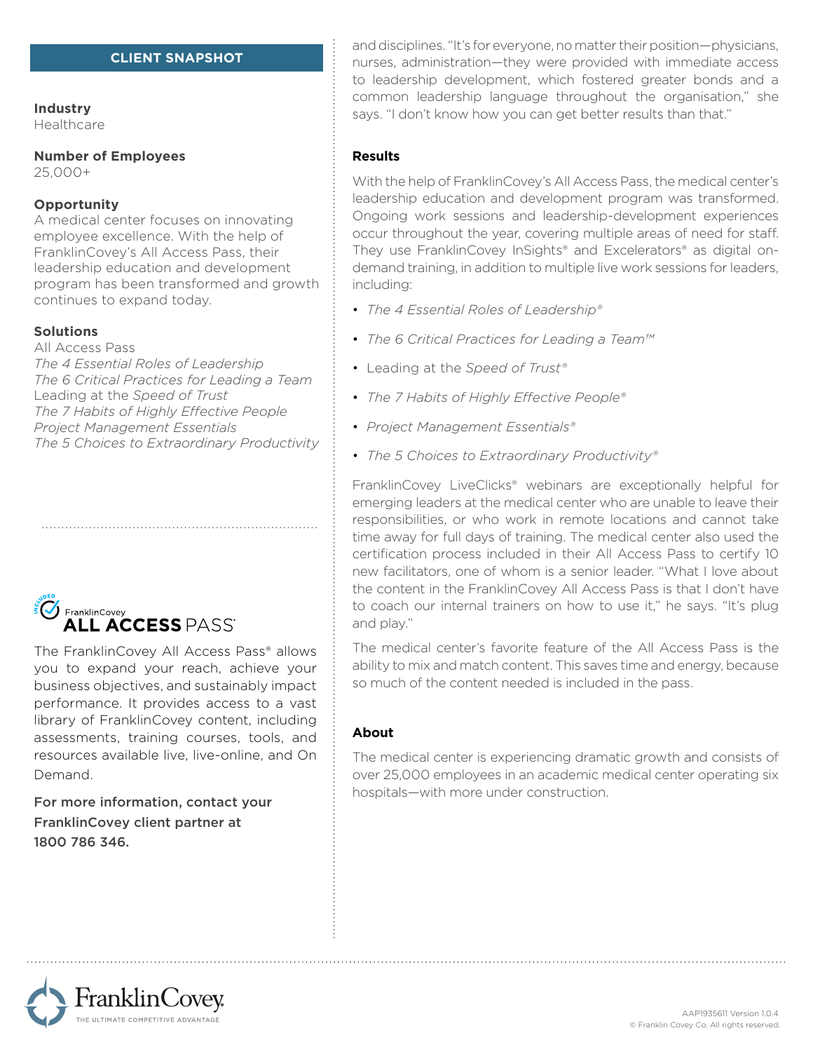## CLIENT SNAPSHOT

**Industry**
Healthcare

**Number of Employees**
25,000+

**Opportunity**
A medical center focuses on innovating employee excellence. With the help of FranklinCovey's All Access Pass, their leadership education and development program has been transformed and growth continues to expand today.

**Solutions**
All Access Pass
*The 4 Essential Roles of Leadership*
*The 6 Critical Practices for Leading a Team*
Leading at the *Speed of Trust*
*The 7 Habits of Highly Effective People*
*Project Management Essentials*
*The 5 Choices to Extraordinary Productivity*

FranklinCovey ALL ACCESS PASS®

The FranklinCovey All Access Pass® allows you to expand your reach, achieve your business objectives, and sustainably impact performance. It provides access to a vast library of FranklinCovey content, including assessments, training courses, tools, and resources available live, live-online, and On Demand.

**For more information, contact your FranklinCovey client partner at 1800 786 346.**

and disciplines. "It's for everyone, no matter their position—physicians, nurses, administration—they were provided with immediate access to leadership development, which fostered greater bonds and a common leadership language throughout the organisation," she says. "I don't know how you can get better results than that."

### Results

With the help of FranklinCovey's All Access Pass, the medical center's leadership education and development program was transformed. Ongoing work sessions and leadership-development experiences occur throughout the year, covering multiple areas of need for staff. They use FranklinCovey InSights® and Excelerators® as digital on-demand training, in addition to multiple live work sessions for leaders, including:

- *The 4 Essential Roles of Leadership®*
- *The 6 Critical Practices for Leading a Team™*
- Leading at the *Speed of Trust®*
- *The 7 Habits of Highly Effective People®*
- *Project Management Essentials®*
- *The 5 Choices to Extraordinary Productivity®*

FranklinCovey LiveClicks® webinars are exceptionally helpful for emerging leaders at the medical center who are unable to leave their responsibilities, or who work in remote locations and cannot take time away for full days of training. The medical center also used the certification process included in their All Access Pass to certify 10 new facilitators, one of whom is a senior leader. "What I love about the content in the FranklinCovey All Access Pass is that I don't have to coach our internal trainers on how to use it," he says. "It's plug and play."

The medical center's favorite feature of the All Access Pass is the ability to mix and match content. This saves time and energy, because so much of the content needed is included in the pass.

### About

The medical center is experiencing dramatic growth and consists of over 25,000 employees in an academic medical center operating six hospitals—with more under construction.

FranklinCovey
THE ULTIMATE COMPETITIVE ADVANTAGE

AAP1935611 Version 1.0.4
© Franklin Covey Co. All rights reserved.